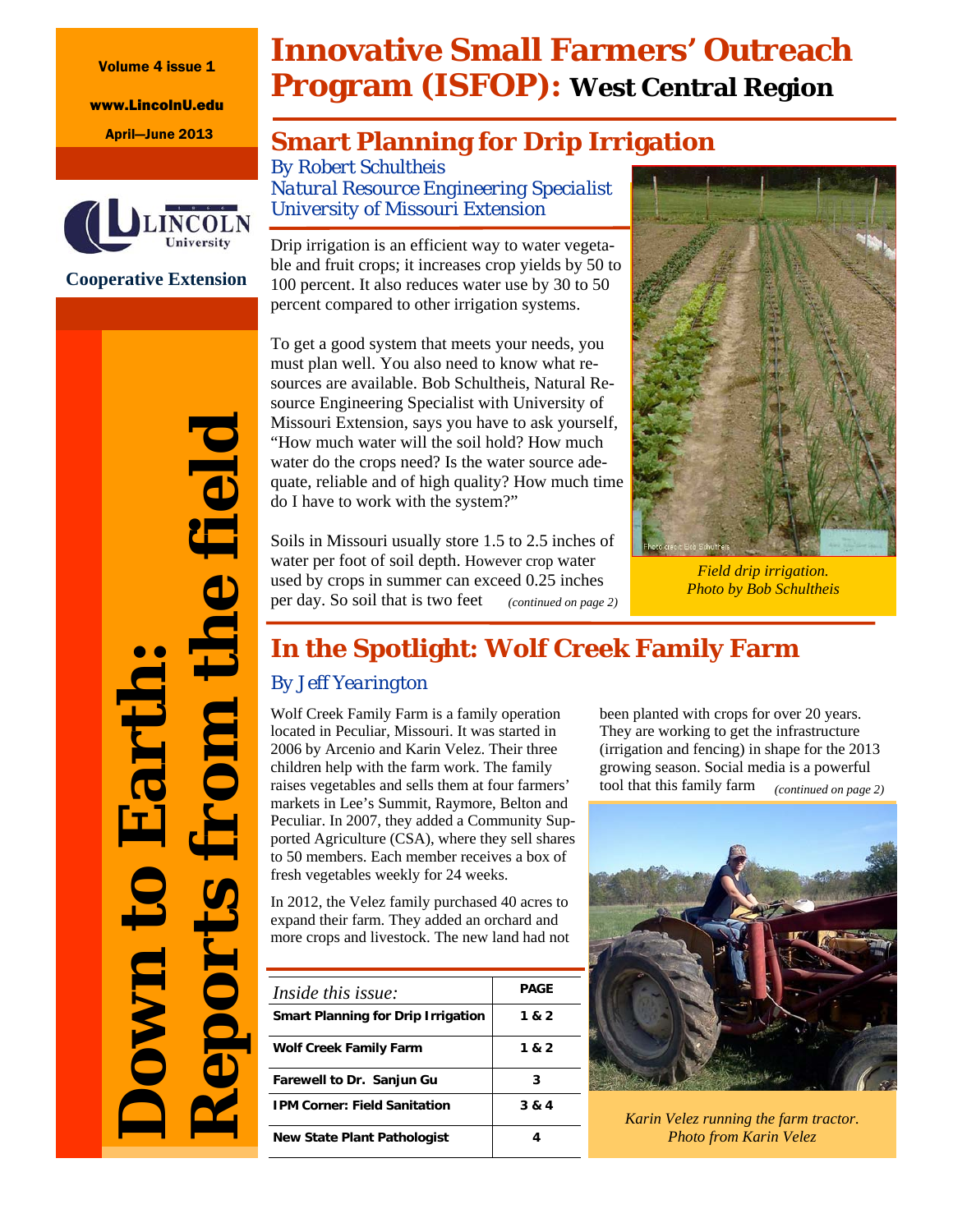Volume 4 issue 1

www.LincolnU.edu

April—June 2013

Lincoln University

Cooperative Extension

**Down to Earth: Reports from the field**

# Innovative Small Farmers' Outreach Program (ISFOP): West Central Region

## Smart Planning for Drip Irrigation

*By Robert Schultheis*
*Natural Resource Engineering Specialist*
*University of Missouri Extension*

Drip irrigation is an efficient way to water vegetable and fruit crops; it increases crop yields by 50 to 100 percent. It also reduces water use by 30 to 50 percent compared to other irrigation systems.

To get a good system that meets your needs, you must plan well. You also need to know what resources are available. Bob Schultheis, Natural Resource Engineering Specialist with University of Missouri Extension, says you have to ask yourself, "How much water will the soil hold? How much water do the crops need? Is the water source adequate, reliable and of high quality? How much time do I have to work with the system?"

Soils in Missouri usually store 1.5 to 2.5 inches of water per foot of soil depth. However crop water used by crops in summer can exceed 0.25 inches per day. So soil that is two feet *(continued on page 2)*

*Field drip irrigation. Photo by Bob Schultheis*

## In the Spotlight: Wolf Creek Family Farm

*By Jeff Yearington*

Wolf Creek Family Farm is a family operation located in Peculiar, Missouri. It was started in 2006 by Arcenio and Karin Velez. Their three children help with the farm work. The family raises vegetables and sells them at four farmers' markets in Lee's Summit, Raymore, Belton and Peculiar. In 2007, they added a Community Supported Agriculture (CSA), where they sell shares to 50 members. Each member receives a box of fresh vegetables weekly for 24 weeks.

In 2012, the Velez family purchased 40 acres to expand their farm. They added an orchard and more crops and livestock. The new land had not been planted with crops for over 20 years. They are working to get the infrastructure (irrigation and fencing) in shape for the 2013 growing season. Social media is a powerful tool that this family farm *(continued on page 2)*

*Karin Velez running the farm tractor. Photo from Karin Velez*

| *Inside this issue:* | PAGE |
|---|---|
| Smart Planning for Drip Irrigation | 1 & 2 |
| Wolf Creek Family Farm | 1 & 2 |
| Farewell to Dr. Sanjun Gu | 3 |
| IPM Corner: Field Sanitation | 3 & 4 |
| New State Plant Pathologist | 4 |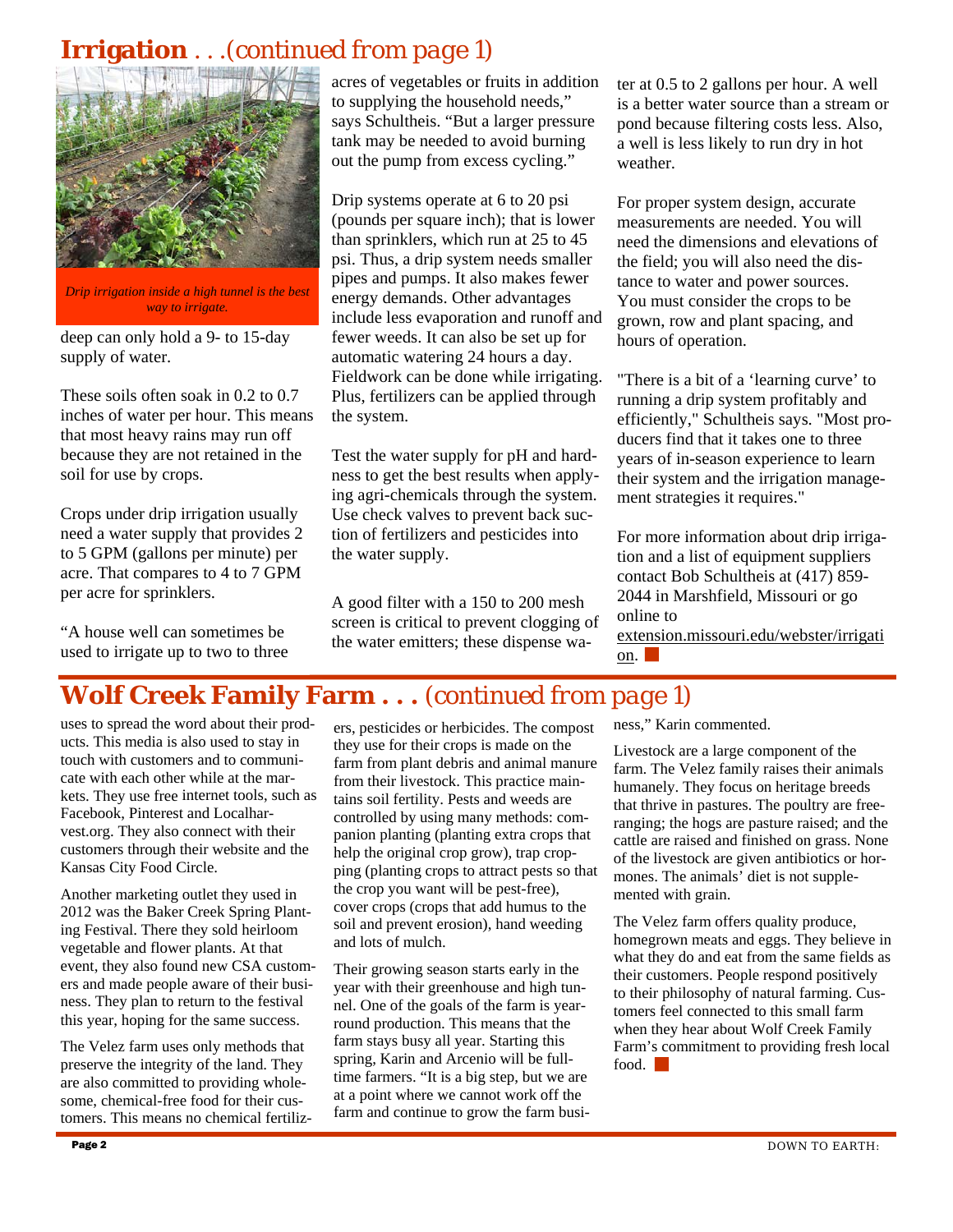## **Irrigation** . . .(continued from page 1)

*Drip irrigation inside a high tunnel is the best way to irrigate.*

deep can only hold a 9- to 15-day supply of water.

These soils often soak in 0.2 to 0.7 inches of water per hour. This means that most heavy rains may run off because they are not retained in the soil for use by crops.

Crops under drip irrigation usually need a water supply that provides 2 to 5 GPM (gallons per minute) per acre. That compares to 4 to 7 GPM per acre for sprinklers.

"A house well can sometimes be used to irrigate up to two to three acres of vegetables or fruits in addition to supplying the household needs," says Schultheis. "But a larger pressure tank may be needed to avoid burning out the pump from excess cycling."

Drip systems operate at 6 to 20 psi (pounds per square inch); that is lower than sprinklers, which run at 25 to 45 psi. Thus, a drip system needs smaller pipes and pumps. It also makes fewer energy demands. Other advantages include less evaporation and runoff and fewer weeds. It can also be set up for automatic watering 24 hours a day. Fieldwork can be done while irrigating. Plus, fertilizers can be applied through the system.

Test the water supply for pH and hardness to get the best results when applying agri-chemicals through the system. Use check valves to prevent back suction of fertilizers and pesticides into the water supply.

A good filter with a 150 to 200 mesh screen is critical to prevent clogging of the water emitters; these dispense water at 0.5 to 2 gallons per hour. A well is a better water source than a stream or pond because filtering costs less. Also, a well is less likely to run dry in hot weather.

For proper system design, accurate measurements are needed. You will need the dimensions and elevations of the field; you will also need the distance to water and power sources. You must consider the crops to be grown, row and plant spacing, and hours of operation.

"There is a bit of a 'learning curve' to running a drip system profitably and efficiently," Schultheis says. "Most producers find that it takes one to three years of in-season experience to learn their system and the irrigation management strategies it requires."

For more information about drip irrigation and a list of equipment suppliers contact Bob Schultheis at (417) 859-2044 in Marshfield, Missouri or go online to extension.missouri.edu/webster/irrigation.

## **Wolf Creek Family Farm . . .** (continued from page 1)

uses to spread the word about their products. This media is also used to stay in touch with customers and to communicate with each other while at the markets. They use free internet tools, such as Facebook, Pinterest and Localharvest.org. They also connect with their customers through their website and the Kansas City Food Circle.

Another marketing outlet they used in 2012 was the Baker Creek Spring Planting Festival. There they sold heirloom vegetable and flower plants. At that event, they also found new CSA customers and made people aware of their business. They plan to return to the festival this year, hoping for the same success.

The Velez farm uses only methods that preserve the integrity of the land. They are also committed to providing wholesome, chemical-free food for their customers. This means no chemical fertilizers, pesticides or herbicides. The compost they use for their crops is made on the farm from plant debris and animal manure from their livestock. This practice maintains soil fertility. Pests and weeds are controlled by using many methods: companion planting (planting extra crops that help the original crop grow), trap cropping (planting crops to attract pests so that the crop you want will be pest-free), cover crops (crops that add humus to the soil and prevent erosion), hand weeding and lots of mulch.

Their growing season starts early in the year with their greenhouse and high tunnel. One of the goals of the farm is year-round production. This means that the farm stays busy all year. Starting this spring, Karin and Arcenio will be full-time farmers. "It is a big step, but we are at a point where we cannot work off the farm and continue to grow the farm business," Karin commented.

Livestock are a large component of the farm. The Velez family raises their animals humanely. They focus on heritage breeds that thrive in pastures. The poultry are free-ranging; the hogs are pasture raised; and the cattle are raised and finished on grass. None of the livestock are given antibiotics or hormones. The animals' diet is not supplemented with grain.

The Velez farm offers quality produce, homegrown meats and eggs. They believe in what they do and eat from the same fields as their customers. People respond positively to their philosophy of natural farming. Customers feel connected to this small farm when they hear about Wolf Creek Family Farm's commitment to providing fresh local food.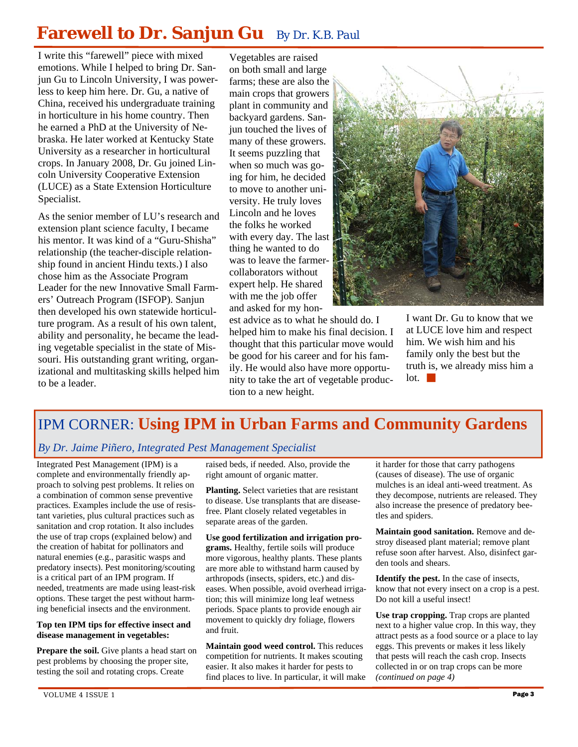# Farewell to Dr. Sanjun Gu

By Dr. K.B. Paul

I write this "farewell" piece with mixed emotions. While I helped to bring Dr. Sanjun Gu to Lincoln University, I was powerless to keep him here. Dr. Gu, a native of China, received his undergraduate training in horticulture in his home country. Then he earned a PhD at the University of Nebraska. He later worked at Kentucky State University as a researcher in horticultural crops. In January 2008, Dr. Gu joined Lincoln University Cooperative Extension (LUCE) as a State Extension Horticulture Specialist.

As the senior member of LU's research and extension plant science faculty, I became his mentor. It was kind of a "Guru-Shisha" relationship (the teacher-disciple relationship found in ancient Hindu texts.) I also chose him as the Associate Program Leader for the new Innovative Small Farmers' Outreach Program (ISFOP). Sanjun then developed his own statewide horticulture program. As a result of his own talent, ability and personality, he became the leading vegetable specialist in the state of Missouri. His outstanding grant writing, organizational and multitasking skills helped him to be a leader.

Vegetables are raised on both small and large farms; these are also the main crops that growers plant in community and backyard gardens. Sanjun touched the lives of many of these growers. It seems puzzling that when so much was going for him, he decided to move to another university. He truly loves Lincoln and he loves the folks he worked with every day. The last thing he wanted to do was to leave the farmer-collaborators without expert help. He shared with me the job offer and asked for my honest advice as to what he should do. I helped him to make his final decision. I thought that this particular move would be good for his career and for his family. He would also have more opportunity to take the art of vegetable production to a new height.

I want Dr. Gu to know that we at LUCE love him and respect him. We wish him and his family only the best but the truth is, we already miss him a lot.

# IPM CORNER: Using IPM in Urban Farms and Community Gardens

*By Dr. Jaime Piñero, Integrated Pest Management Specialist*

Integrated Pest Management (IPM) is a complete and environmentally friendly approach to solving pest problems. It relies on a combination of common sense preventive practices. Examples include the use of resistant varieties, plus cultural practices such as sanitation and crop rotation. It also includes the use of trap crops (explained below) and the creation of habitat for pollinators and natural enemies (e.g., parasitic wasps and predatory insects). Pest monitoring/scouting is a critical part of an IPM program. If needed, treatments are made using least-risk options. These target the pest without harming beneficial insects and the environment.

**Top ten IPM tips for effective insect and disease management in vegetables:**

**Prepare the soil.** Give plants a head start on pest problems by choosing the proper site, testing the soil and rotating crops. Create raised beds, if needed. Also, provide the right amount of organic matter.

**Planting.** Select varieties that are resistant to disease. Use transplants that are disease-free. Plant closely related vegetables in separate areas of the garden.

**Use good fertilization and irrigation programs.** Healthy, fertile soils will produce more vigorous, healthy plants. These plants are more able to withstand harm caused by arthropods (insects, spiders, etc.) and diseases. When possible, avoid overhead irrigation; this will minimize long leaf wetness periods. Space plants to provide enough air movement to quickly dry foliage, flowers and fruit.

**Maintain good weed control.** This reduces competition for nutrients. It makes scouting easier. It also makes it harder for pests to find places to live. In particular, it will make it harder for those that carry pathogens (causes of disease). The use of organic mulches is an ideal anti-weed treatment. As they decompose, nutrients are released. They also increase the presence of predatory beetles and spiders.

**Maintain good sanitation.** Remove and destroy diseased plant material; remove plant refuse soon after harvest. Also, disinfect garden tools and shears.

**Identify the pest.** In the case of insects, know that not every insect on a crop is a pest. Do not kill a useful insect!

**Use trap cropping.** Trap crops are planted next to a higher value crop. In this way, they attract pests as a food source or a place to lay eggs. This prevents or makes it less likely that pests will reach the cash crop. Insects collected in or on trap crops can be more *(continued on page 4)*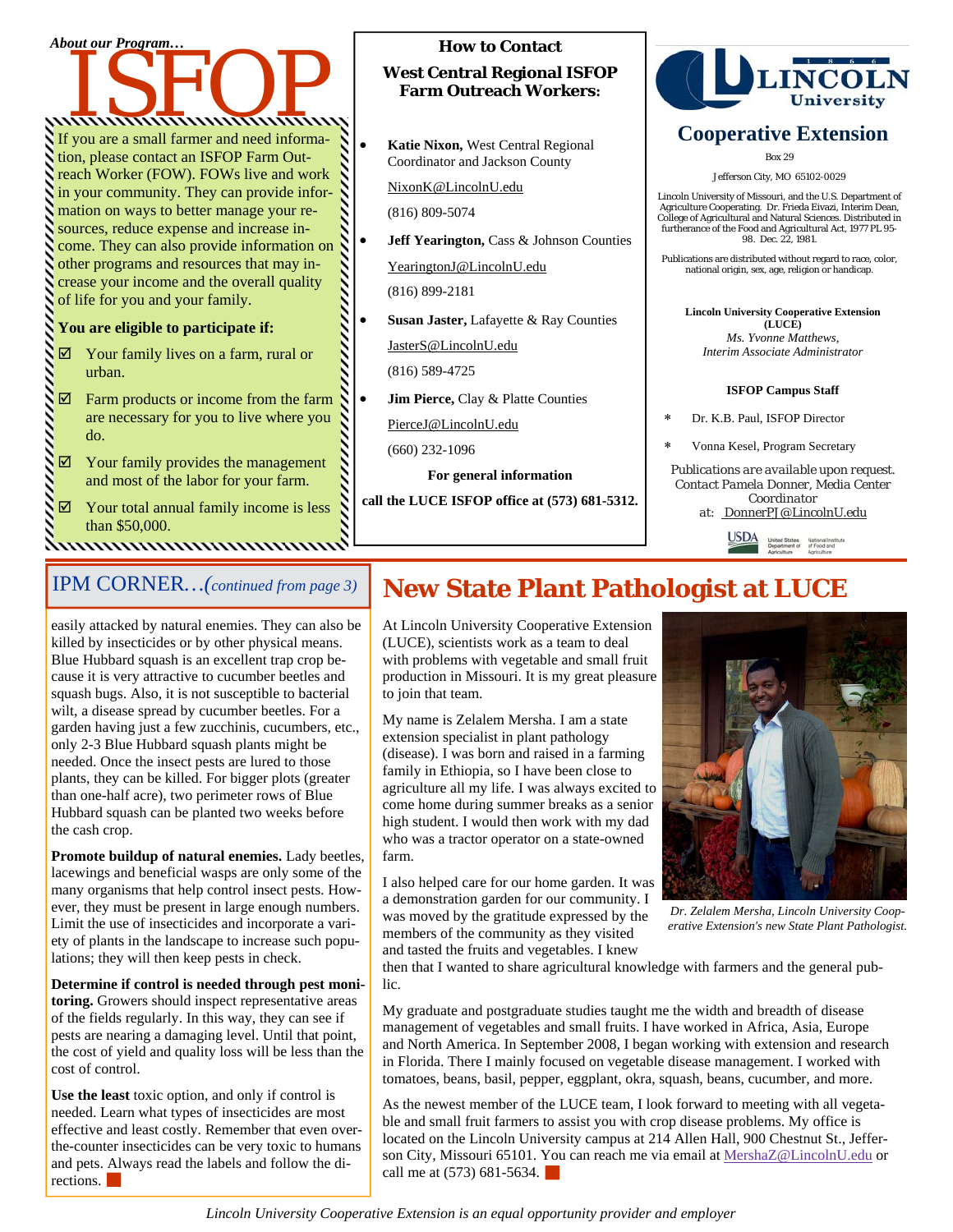*About our Program…*

# ISFOP

If you are a small farmer and need information, please contact an ISFOP Farm Outreach Worker (FOW). FOWs live and work in your community. They can provide information on ways to better manage your resources, reduce expense and increase income. They can also provide information on other programs and resources that may increase your income and the overall quality of life for you and your family.

**You are eligible to participate if:**

- ☑ Your family lives on a farm, rural or urban.
- ☑ Farm products or income from the farm are necessary for you to live where you do.
- ☑ Your family provides the management and most of the labor for your farm.
- ☑ Your total annual family income is less than $50,000.

## How to Contact

### West Central Regional ISFOP Farm Outreach Workers:

- **Katie Nixon,** West Central Regional Coordinator and Jackson County
  NixonK@LincolnU.edu
  (816) 809-5074
- **Jeff Yearington,** Cass & Johnson Counties
  YearingtonJ@LincolnU.edu
  (816) 899-2181
- **Susan Jaster,** Lafayette & Ray Counties
  JasterS@LincolnU.edu
  (816) 589-4725
- **Jim Pierce,** Clay & Platte Counties
  PierceJ@LincolnU.edu
  (660) 232-1096

**For general information**

**call the LUCE ISFOP office at (573) 681-5312.**

LINCOLN University 1866

## Cooperative Extension

Box 29

Jefferson City, MO 65102-0029

Lincoln University of Missouri, and the U.S. Department of Agriculture Cooperating. Dr. Frieda Eivazi, Interim Dean, College of Agricultural and Natural Sciences. Distributed in furtherance of the Food and Agricultural Act, 1977 PL 95-98. Dec. 22, 1981.

Publications are distributed without regard to race, color, national origin, sex, age, religion or handicap.

**Lincoln University Cooperative Extension (LUCE)**
*Ms. Yvonne Matthews,*
*Interim Associate Administrator*

**ISFOP Campus Staff**

* Dr. K.B. Paul, ISFOP Director
* Vonna Kesel, Program Secretary

Publications are available upon request. Contact Pamela Donner, Media Center Coordinator at: DonnerPJ@LincolnU.edu

USDA United States Department of Agriculture National Institute of Food and Agriculture

## IPM CORNER…(*continued from page 3*)

easily attacked by natural enemies. They can also be killed by insecticides or by other physical means. Blue Hubbard squash is an excellent trap crop because it is very attractive to cucumber beetles and squash bugs. Also, it is not susceptible to bacterial wilt, a disease spread by cucumber beetles. For a garden having just a few zucchinis, cucumbers, etc., only 2-3 Blue Hubbard squash plants might be needed. Once the insect pests are lured to those plants, they can be killed. For bigger plots (greater than one-half acre), two perimeter rows of Blue Hubbard squash can be planted two weeks before the cash crop.

**Promote buildup of natural enemies.** Lady beetles, lacewings and beneficial wasps are only some of the many organisms that help control insect pests. However, they must be present in large enough numbers. Limit the use of insecticides and incorporate a variety of plants in the landscape to increase such populations; they will then keep pests in check.

**Determine if control is needed through pest monitoring.** Growers should inspect representative areas of the fields regularly. In this way, they can see if pests are nearing a damaging level. Until that point, the cost of yield and quality loss will be less than the cost of control.

**Use the least** toxic option, and only if control is needed. Learn what types of insecticides are most effective and least costly. Remember that even over-the-counter insecticides can be very toxic to humans and pets. Always read the labels and follow the directions.

## New State Plant Pathologist at LUCE

At Lincoln University Cooperative Extension (LUCE), scientists work as a team to deal with problems with vegetable and small fruit production in Missouri. It is my great pleasure to join that team.

My name is Zelalem Mersha. I am a state extension specialist in plant pathology (disease). I was born and raised in a farming family in Ethiopia, so I have been close to agriculture all my life. I was always excited to come home during summer breaks as a senior high student. I would then work with my dad who was a tractor operator on a state-owned farm.

*Dr. Zelalem Mersha, Lincoln University Cooperative Extension's new State Plant Pathologist.*

I also helped care for our home garden. It was a demonstration garden for our community. I was moved by the gratitude expressed by the members of the community as they visited and tasted the fruits and vegetables. I knew then that I wanted to share agricultural knowledge with farmers and the general public.

My graduate and postgraduate studies taught me the width and breadth of disease management of vegetables and small fruits. I have worked in Africa, Asia, Europe and North America. In September 2008, I began working with extension and research in Florida. There I mainly focused on vegetable disease management. I worked with tomatoes, beans, basil, pepper, eggplant, okra, squash, beans, cucumber, and more.

As the newest member of the LUCE team, I look forward to meeting with all vegetable and small fruit farmers to assist you with crop disease problems. My office is located on the Lincoln University campus at 214 Allen Hall, 900 Chestnut St., Jefferson City, Missouri 65101. You can reach me via email at MershaZ@LincolnU.edu or call me at (573) 681-5634.

*Lincoln University Cooperative Extension is an equal opportunity provider and employer*